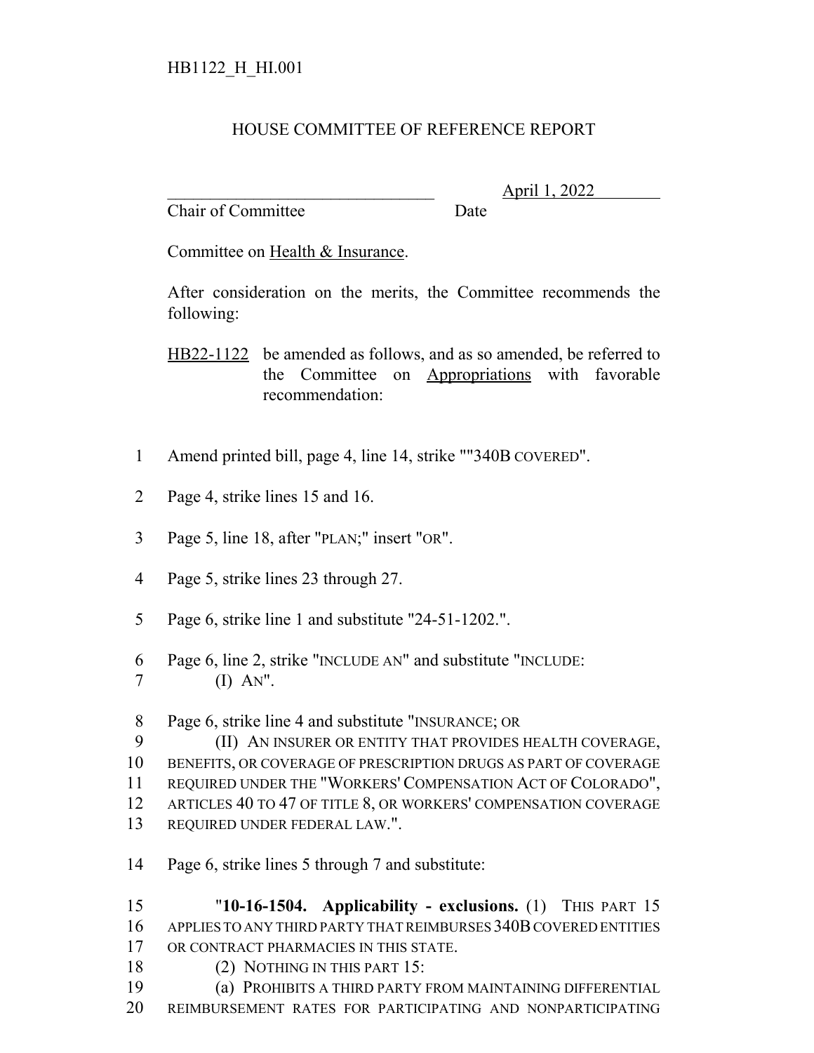HB1122_H_HI.001

# HOUSE COMMITTEE OF REFERENCE REPORT

\_\_\_\_\_\_\_\_\_\_\_\_\_\_\_\_\_\_\_\_\_\_\_\_\_\_\_\_\_\_\_\_ April 1, 2022
Chair of Committee Date

Committee on Health & Insurance.

After consideration on the merits, the Committee recommends the following:

HB22-1122 be amended as follows, and as so amended, be referred to the Committee on Appropriations with favorable recommendation:

1 Amend printed bill, page 4, line 14, strike ""340B COVERED".

2 Page 4, strike lines 15 and 16.

3 Page 5, line 18, after "PLAN;" insert "OR".

4 Page 5, strike lines 23 through 27.

5 Page 6, strike line 1 and substitute "24-51-1202.".

6 Page 6, line 2, strike "INCLUDE AN" and substitute "INCLUDE:
7 (I) AN".

8 Page 6, strike line 4 and substitute "INSURANCE; OR
9 (II) AN INSURER OR ENTITY THAT PROVIDES HEALTH COVERAGE,
10 BENEFITS, OR COVERAGE OF PRESCRIPTION DRUGS AS PART OF COVERAGE
11 REQUIRED UNDER THE "WORKERS' COMPENSATION ACT OF COLORADO",
12 ARTICLES 40 TO 47 OF TITLE 8, OR WORKERS' COMPENSATION COVERAGE
13 REQUIRED UNDER FEDERAL LAW.".

14 Page 6, strike lines 5 through 7 and substitute:

15 "**10-16-1504. Applicability - exclusions.** (1) THIS PART 15
16 APPLIES TO ANY THIRD PARTY THAT REIMBURSES 340B COVERED ENTITIES
17 OR CONTRACT PHARMACIES IN THIS STATE.
18 (2) NOTHING IN THIS PART 15:
19 (a) PROHIBITS A THIRD PARTY FROM MAINTAINING DIFFERENTIAL
20 REIMBURSEMENT RATES FOR PARTICIPATING AND NONPARTICIPATING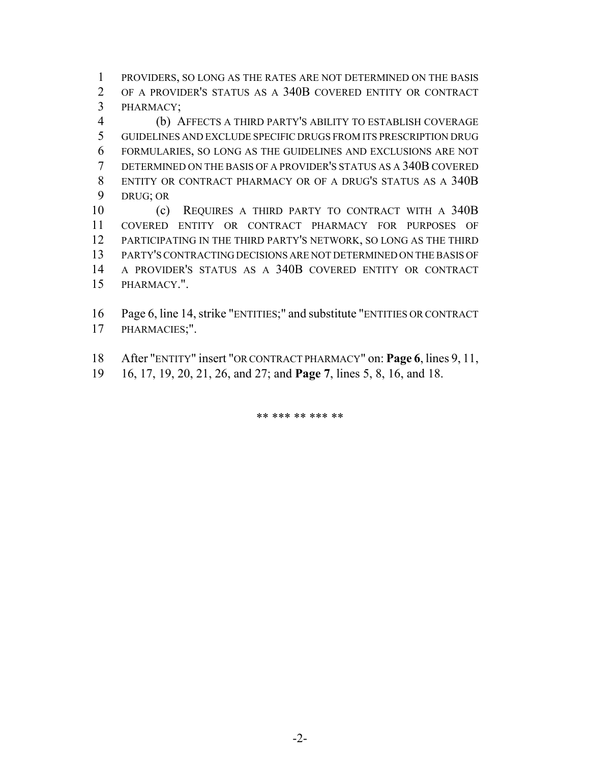PROVIDERS, SO LONG AS THE RATES ARE NOT DETERMINED ON THE BASIS OF A PROVIDER'S STATUS AS A 340B COVERED ENTITY OR CONTRACT PHARMACY;

(b) AFFECTS A THIRD PARTY'S ABILITY TO ESTABLISH COVERAGE GUIDELINES AND EXCLUDE SPECIFIC DRUGS FROM ITS PRESCRIPTION DRUG FORMULARIES, SO LONG AS THE GUIDELINES AND EXCLUSIONS ARE NOT DETERMINED ON THE BASIS OF A PROVIDER'S STATUS AS A 340B COVERED ENTITY OR CONTRACT PHARMACY OR OF A DRUG'S STATUS AS A 340B DRUG; OR

(c) REQUIRES A THIRD PARTY TO CONTRACT WITH A 340B COVERED ENTITY OR CONTRACT PHARMACY FOR PURPOSES OF PARTICIPATING IN THE THIRD PARTY'S NETWORK, SO LONG AS THE THIRD PARTY'S CONTRACTING DECISIONS ARE NOT DETERMINED ON THE BASIS OF A PROVIDER'S STATUS AS A 340B COVERED ENTITY OR CONTRACT PHARMACY.".

Page 6, line 14, strike "ENTITIES;" and substitute "ENTITIES OR CONTRACT PHARMACIES;".

After "ENTITY" insert "OR CONTRACT PHARMACY" on: **Page 6**, lines 9, 11, 16, 17, 19, 20, 21, 26, and 27; and **Page 7**, lines 5, 8, 16, and 18.

** *** ** *** **